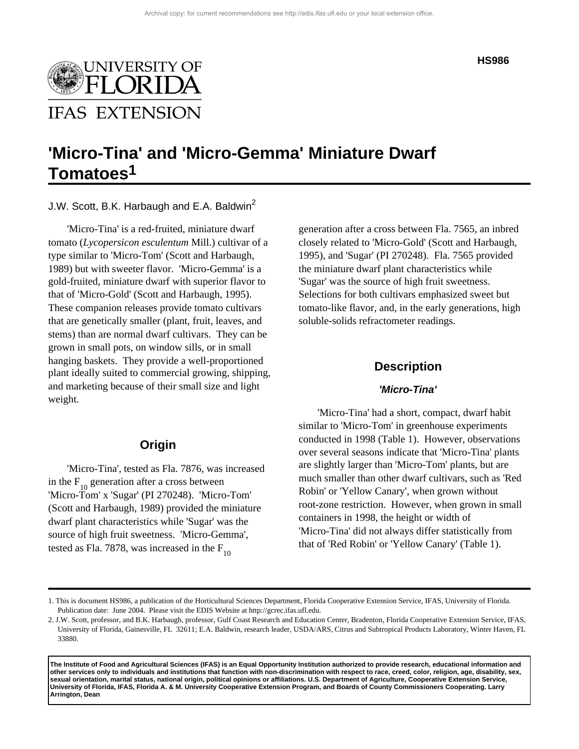HS986

# 'Micro-Tina' and 'Micro-Gemma' Miniature Dwarf Tomatoes[1]

J.W. Scott, B.K. Harbaugh and E.A. Baldwin[2]

'Micro-Tina' is a red-fruited, miniature dwarf tomato (*Lycopersicon esculentum* Mill.) cultivar of a type similar to 'Micro-Tom' (Scott and Harbaugh, 1989) but with sweeter flavor. 'Micro-Gemma' is a gold-fruited, miniature dwarf with superior flavor to that of 'Micro-Gold' (Scott and Harbaugh, 1995). These companion releases provide tomato cultivars that are genetically smaller (plant, fruit, leaves, and stems) than are normal dwarf cultivars. They can be grown in small pots, on window sills, or in small hanging baskets. They provide a well-proportioned plant ideally suited to commercial growing, shipping, and marketing because of their small size and light weight.

## Origin

'Micro-Tina', tested as Fla. 7876, was increased in the $F_{10}$ generation after a cross between 'Micro-Tom' x 'Sugar' (PI 270248). 'Micro-Tom' (Scott and Harbaugh, 1989) provided the miniature dwarf plant characteristics while 'Sugar' was the source of high fruit sweetness. 'Micro-Gemma', tested as Fla. 7878, was increased in the $F_{10}$ generation after a cross between Fla. 7565, an inbred closely related to 'Micro-Gold' (Scott and Harbaugh, 1995), and 'Sugar' (PI 270248). Fla. 7565 provided the miniature dwarf plant characteristics while 'Sugar' was the source of high fruit sweetness. Selections for both cultivars emphasized sweet but tomato-like flavor, and, in the early generations, high soluble-solids refractometer readings.

## Description

### *'Micro-Tina'*

'Micro-Tina' had a short, compact, dwarf habit similar to 'Micro-Tom' in greenhouse experiments conducted in 1998 (Table 1). However, observations over several seasons indicate that 'Micro-Tina' plants are slightly larger than 'Micro-Tom' plants, but are much smaller than other dwarf cultivars, such as 'Red Robin' or 'Yellow Canary', when grown without root-zone restriction. However, when grown in small containers in 1998, the height or width of 'Micro-Tina' did not always differ statistically from that of 'Red Robin' or 'Yellow Canary' (Table 1).

---

1. This is document HS986, a publication of the Horticultural Sciences Department, Florida Cooperative Extension Service, IFAS, University of Florida. Publication date: June 2004. Please visit the EDIS Website at http://gcrec.ifas.ufl.edu.

2. J.W. Scott, professor, and B.K. Harbaugh, professor, Gulf Coast Research and Education Center, Bradenton, Florida Cooperative Extension Service, IFAS, University of Florida, Gainesville, FL 32611; E.A. Baldwin, research leader, USDA/ARS, Citrus and Subtropical Products Laboratory, Winter Haven, FL 33880.

**The Institute of Food and Agricultural Sciences (IFAS) is an Equal Opportunity Institution authorized to provide research, educational information and other services only to individuals and institutions that function with non-discrimination with respect to race, creed, color, religion, age, disability, sex, sexual orientation, marital status, national origin, political opinions or affiliations. U.S. Department of Agriculture, Cooperative Extension Service, University of Florida, IFAS, Florida A. & M. University Cooperative Extension Program, and Boards of County Commissioners Cooperating. Larry Arrington, Dean**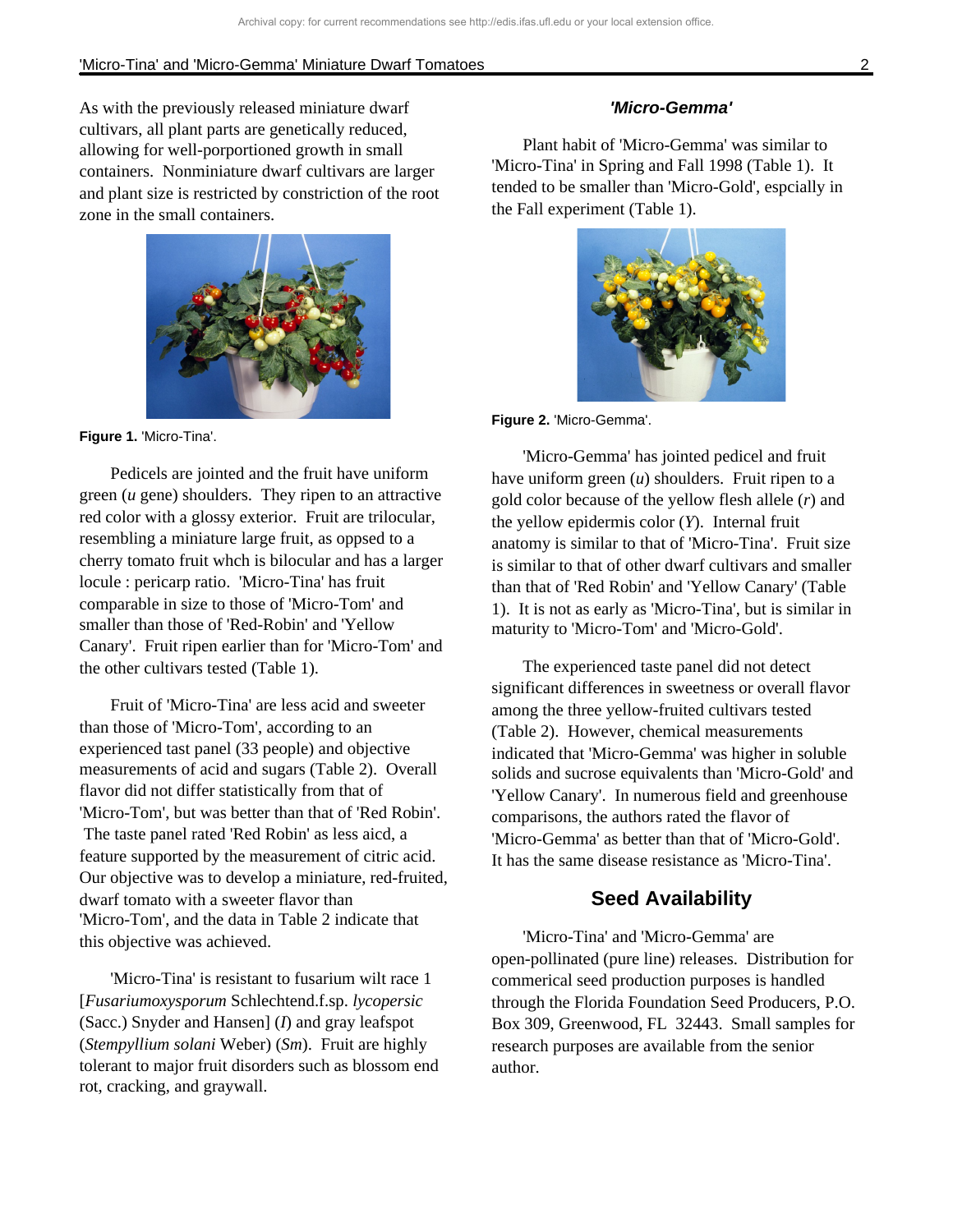As with the previously released miniature dwarf cultivars, all plant parts are genetically reduced, allowing for well-porportioned growth in small containers. Nonminiature dwarf cultivars are larger and plant size is restricted by constriction of the root zone in the small containers.

**Figure 1.** 'Micro-Tina'.

Pedicels are jointed and the fruit have uniform green (*u* gene) shoulders. They ripen to an attractive red color with a glossy exterior. Fruit are trilocular, resembling a miniature large fruit, as oppsed to a cherry tomato fruit whch is bilocular and has a larger locule : pericarp ratio. 'Micro-Tina' has fruit comparable in size to those of 'Micro-Tom' and smaller than those of 'Red-Robin' and 'Yellow Canary'. Fruit ripen earlier than for 'Micro-Tom' and the other cultivars tested (Table 1).

Fruit of 'Micro-Tina' are less acid and sweeter than those of 'Micro-Tom', according to an experienced tast panel (33 people) and objective measurements of acid and sugars (Table 2). Overall flavor did not differ statistically from that of 'Micro-Tom', but was better than that of 'Red Robin'. The taste panel rated 'Red Robin' as less aicd, a feature supported by the measurement of citric acid. Our objective was to develop a miniature, red-fruited, dwarf tomato with a sweeter flavor than 'Micro-Tom', and the data in Table 2 indicate that this objective was achieved.

'Micro-Tina' is resistant to fusarium wilt race 1 [*Fusariumoxysporum* Schlechtend.f.sp. *lycopersic* (Sacc.) Snyder and Hansen] (*I*) and gray leafspot (*Stempyllium solani* Weber) (*Sm*). Fruit are highly tolerant to major fruit disorders such as blossom end rot, cracking, and graywall.

### *'Micro-Gemma'*

Plant habit of 'Micro-Gemma' was similar to 'Micro-Tina' in Spring and Fall 1998 (Table 1). It tended to be smaller than 'Micro-Gold', espcially in the Fall experiment (Table 1).

**Figure 2.** 'Micro-Gemma'.

'Micro-Gemma' has jointed pedicel and fruit have uniform green (*u*) shoulders. Fruit ripen to a gold color because of the yellow flesh allele (*r*) and the yellow epidermis color (*Y*). Internal fruit anatomy is similar to that of 'Micro-Tina'. Fruit size is similar to that of other dwarf cultivars and smaller than that of 'Red Robin' and 'Yellow Canary' (Table 1). It is not as early as 'Micro-Tina', but is similar in maturity to 'Micro-Tom' and 'Micro-Gold'.

The experienced taste panel did not detect significant differences in sweetness or overall flavor among the three yellow-fruited cultivars tested (Table 2). However, chemical measurements indicated that 'Micro-Gemma' was higher in soluble solids and sucrose equivalents than 'Micro-Gold' and 'Yellow Canary'. In numerous field and greenhouse comparisons, the authors rated the flavor of 'Micro-Gemma' as better than that of 'Micro-Gold'. It has the same disease resistance as 'Micro-Tina'.

## Seed Availability

'Micro-Tina' and 'Micro-Gemma' are open-pollinated (pure line) releases. Distribution for commerical seed production purposes is handled through the Florida Foundation Seed Producers, P.O. Box 309, Greenwood, FL 32443. Small samples for research purposes are available from the senior author.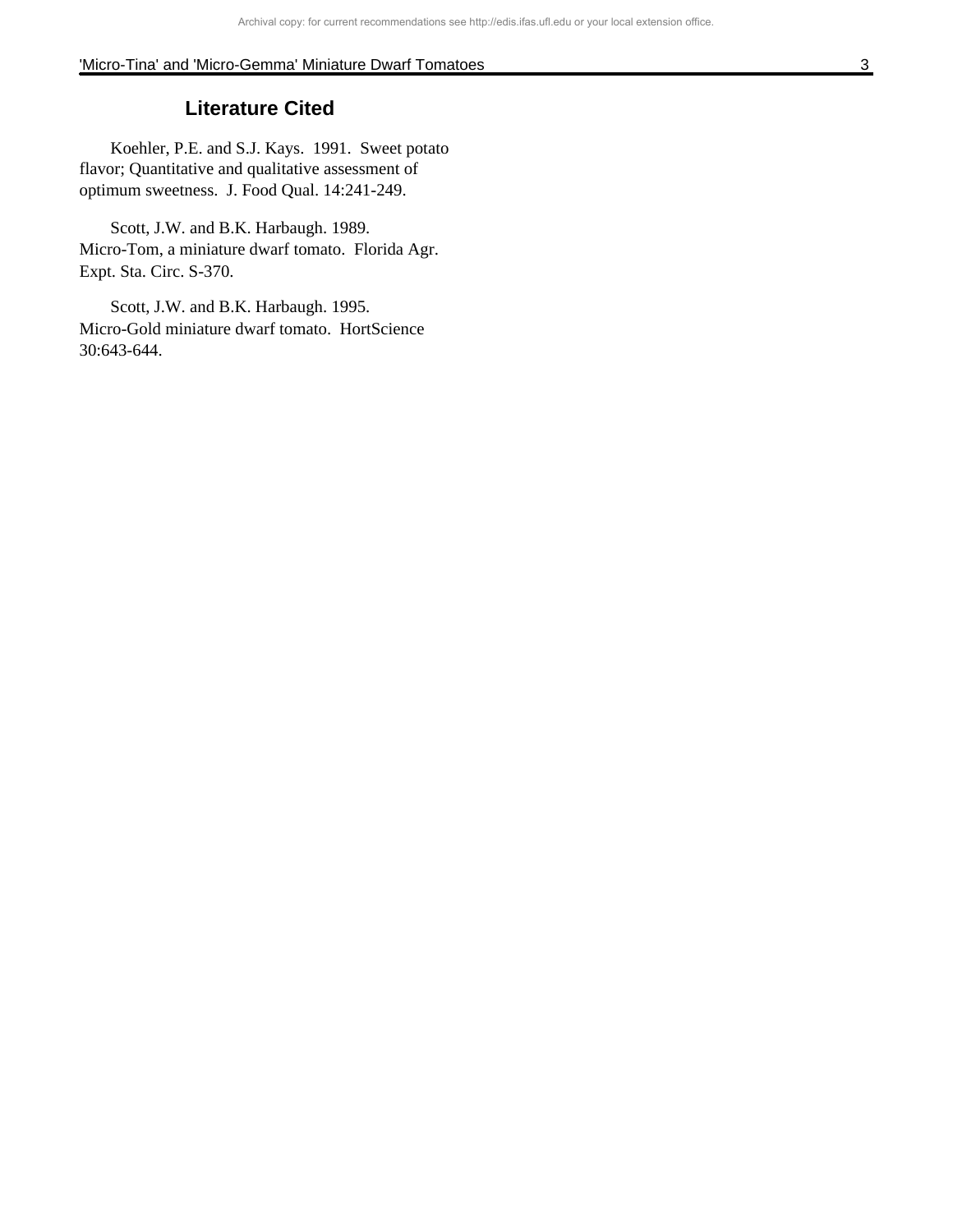## Literature Cited

Koehler, P.E. and S.J. Kays. 1991. Sweet potato flavor; Quantitative and qualitative assessment of optimum sweetness. J. Food Qual. 14:241-249.

Scott, J.W. and B.K. Harbaugh. 1989. Micro-Tom, a miniature dwarf tomato. Florida Agr. Expt. Sta. Circ. S-370.

Scott, J.W. and B.K. Harbaugh. 1995. Micro-Gold miniature dwarf tomato. HortScience 30:643-644.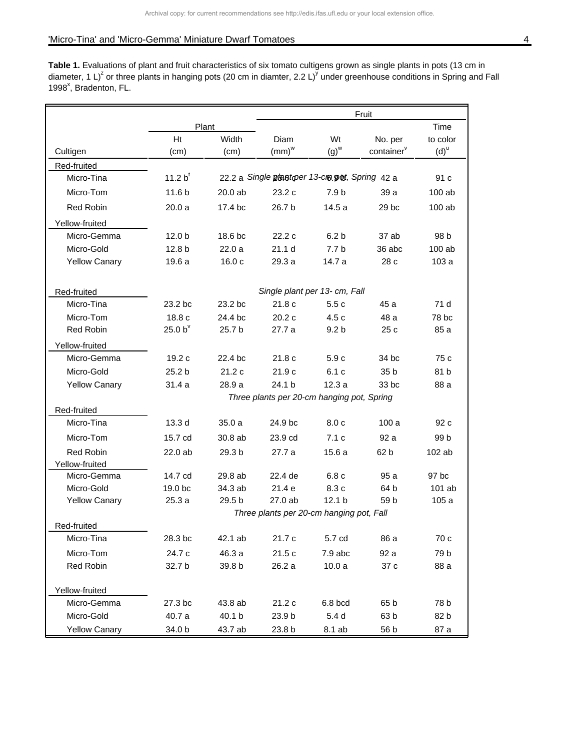**Table 1.** Evaluations of plant and fruit characteristics of six tomato cultigens grown as single plants in pots (13 cm in diameter, 1 L)[z] or three plants in hanging pots (20 cm in diamter, 2.2 L)[y] under greenhouse conditions in Spring and Fall 1998[x], Bradenton, FL.

| | Plant | | Fruit | | | |
|---|---|---|---|---|---|---|
| Cultigen | Ht (cm) | Width (cm) | Diam (mm)[w] | Wt (g)[w] | No. per container[v] | Time to color (d)[u] |
| | | | *Single plant per 13-cm pot, Spring* | | | |
| Red-fruited | | | | | | |
| Micro-Tina | 11.2 b[t] | 22.2 a | 23.0 c | 6.9 b | 42 a | 91 c |
| Micro-Tom | 11.6 b | 20.0 ab | 23.2 c | 7.9 b | 39 a | 100 ab |
| Red Robin | 20.0 a | 17.4 bc | 26.7 b | 14.5 a | 29 bc | 100 ab |
| Yellow-fruited | | | | | | |
| Micro-Gemma | 12.0 b | 18.6 bc | 22.2 c | 6.2 b | 37 ab | 98 b |
| Micro-Gold | 12.8 b | 22.0 a | 21.1 d | 7.7 b | 36 abc | 100 ab |
| Yellow Canary | 19.6 a | 16.0 c | 29.3 a | 14.7 a | 28 c | 103 a |
| | | | *Single plant per 13- cm, Fall* | | | |
| Red-fruited | | | | | | |
| Micro-Tina | 23.2 bc | 23.2 bc | 21.8 c | 5.5 c | 45 a | 71 d |
| Micro-Tom | 18.8 c | 24.4 bc | 20.2 c | 4.5 c | 48 a | 78 bc |
| Red Robin | 25.0 b[v] | 25.7 b | 27.7 a | 9.2 b | 25 c | 85 a |
| Yellow-fruited | | | | | | |
| Micro-Gemma | 19.2 c | 22.4 bc | 21.8 c | 5.9 c | 34 bc | 75 c |
| Micro-Gold | 25.2 b | 21.2 c | 21.9 c | 6.1 c | 35 b | 81 b |
| Yellow Canary | 31.4 a | 28.9 a | 24.1 b | 12.3 a | 33 bc | 88 a |
| | | | *Three plants per 20-cm hanging pot, Spring* | | | |
| Red-fruited | | | | | | |
| Micro-Tina | 13.3 d | 35.0 a | 24.9 bc | 8.0 c | 100 a | 92 c |
| Micro-Tom | 15.7 cd | 30.8 ab | 23.9 cd | 7.1 c | 92 a | 99 b |
| Red Robin | 22.0 ab | 29.3 b | 27.7 a | 15.6 a | 62 b | 102 ab |
| Yellow-fruited | | | | | | |
| Micro-Gemma | 14.7 cd | 29.8 ab | 22.4 de | 6.8 c | 95 a | 97 bc |
| Micro-Gold | 19.0 bc | 34.3 ab | 21.4 e | 8.3 c | 64 b | 101 ab |
| Yellow Canary | 25.3 a | 29.5 b | 27.0 ab | 12.1 b | 59 b | 105 a |
| | | | *Three plants per 20-cm hanging pot, Fall* | | | |
| Red-fruited | | | | | | |
| Micro-Tina | 28.3 bc | 42.1 ab | 21.7 c | 5.7 cd | 86 a | 70 c |
| Micro-Tom | 24.7 c | 46.3 a | 21.5 c | 7.9 abc | 92 a | 79 b |
| Red Robin | 32.7 b | 39.8 b | 26.2 a | 10.0 a | 37 c | 88 a |
| Yellow-fruited | | | | | | |
| Micro-Gemma | 27.3 bc | 43.8 ab | 21.2 c | 6.8 bcd | 65 b | 78 b |
| Micro-Gold | 40.7 a | 40.1 b | 23.9 b | 5.4 d | 63 b | 82 b |
| Yellow Canary | 34.0 b | 43.7 ab | 23.8 b | 8.1 ab | 56 b | 87 a |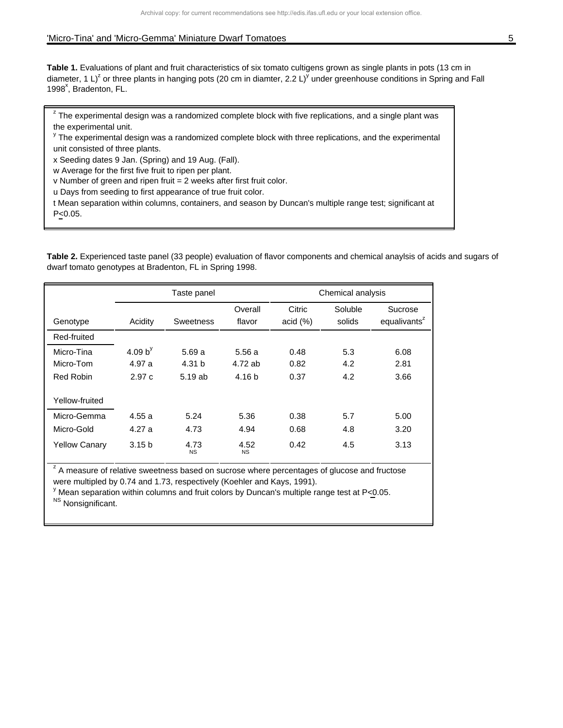Archival copy: for current recommendations see http://edis.ifas.ufl.edu or your local extension office.

**Table 1.** Evaluations of plant and fruit characteristics of six tomato cultigens grown as single plants in pots (13 cm in diameter, 1 L)[z] or three plants in hanging pots (20 cm in diamter, 2.2 L)[y] under greenhouse conditions in Spring and Fall 1998[x], Bradenton, FL.

[z] The experimental design was a randomized complete block with five replications, and a single plant was the experimental unit.
[y] The experimental design was a randomized complete block with three replications, and the experimental unit consisted of three plants.
x Seeding dates 9 Jan. (Spring) and 19 Aug. (Fall).
w Average for the first five fruit to ripen per plant.
v Number of green and ripen fruit = 2 weeks after first fruit color.
u Days from seeding to first appearance of true fruit color.
t Mean separation within columns, containers, and season by Duncan's multiple range test; significant at P≤0.05.

**Table 2.** Experienced taste panel (33 people) evaluation of flavor components and chemical anaylsis of acids and sugars of dwarf tomato genotypes at Bradenton, FL in Spring 1998.

| | Taste panel | | | Chemical analysis | | |
|---|---|---|---|---|---|---|
| Genotype | Acidity | Sweetness | Overall flavor | Citric acid (%) | Soluble solids | Sucrose equalivants[z] |
| Red-fruited | | | | | | |
| Micro-Tina | 4.09 b[y] | 5.69 a | 5.56 a | 0.48 | 5.3 | 6.08 |
| Micro-Tom | 4.97 a | 4.31 b | 4.72 ab | 0.82 | 4.2 | 2.81 |
| Red Robin | 2.97 c | 5.19 ab | 4.16 b | 0.37 | 4.2 | 3.66 |
| Yellow-fruited | | | | | | |
| Micro-Gemma | 4.55 a | 5.24 | 5.36 | 0.38 | 5.7 | 5.00 |
| Micro-Gold | 4.27 a | 4.73 | 4.94 | 0.68 | 4.8 | 3.20 |
| Yellow Canary | 3.15 b | 4.73 NS | 4.52 NS | 0.42 | 4.5 | 3.13 |

[z] A measure of relative sweetness based on sucrose where percentages of glucose and fructose were multipled by 0.74 and 1.73, respectively (Koehler and Kays, 1991).
[y] Mean separation within columns and fruit colors by Duncan's multiple range test at P≤0.05.
NS Nonsignificant.